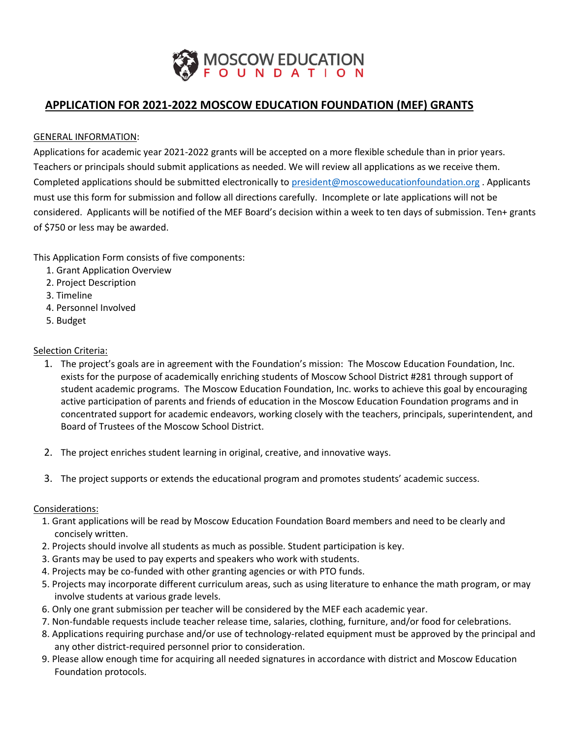MOSCOW EDUCATION FOUNDATION

# APPLICATION FOR 2021-2022 MOSCOW EDUCATION FOUNDATION (MEF) GRANTS

GENERAL INFORMATION:

Applications for academic year 2021-2022 grants will be accepted on a more flexible schedule than in prior years. Teachers or principals should submit applications as needed. We will review all applications as we receive them. Completed applications should be submitted electronically to president@moscoweducationfoundation.org . Applicants must use this form for submission and follow all directions carefully. Incomplete or late applications will not be considered. Applicants will be notified of the MEF Board's decision within a week to ten days of submission. Ten+ grants of $750 or less may be awarded.

This Application Form consists of five components:

1. Grant Application Overview
2. Project Description
3. Timeline
4. Personnel Involved
5. Budget

Selection Criteria:

1. The project's goals are in agreement with the Foundation's mission: The Moscow Education Foundation, Inc. exists for the purpose of academically enriching students of Moscow School District #281 through support of student academic programs. The Moscow Education Foundation, Inc. works to achieve this goal by encouraging active participation of parents and friends of education in the Moscow Education Foundation programs and in concentrated support for academic endeavors, working closely with the teachers, principals, superintendent, and Board of Trustees of the Moscow School District.

2. The project enriches student learning in original, creative, and innovative ways.

3. The project supports or extends the educational program and promotes students' academic success.

Considerations:

1. Grant applications will be read by Moscow Education Foundation Board members and need to be clearly and concisely written.
2. Projects should involve all students as much as possible. Student participation is key.
3. Grants may be used to pay experts and speakers who work with students.
4. Projects may be co-funded with other granting agencies or with PTO funds.
5. Projects may incorporate different curriculum areas, such as using literature to enhance the math program, or may involve students at various grade levels.
6. Only one grant submission per teacher will be considered by the MEF each academic year.
7. Non-fundable requests include teacher release time, salaries, clothing, furniture, and/or food for celebrations.
8. Applications requiring purchase and/or use of technology-related equipment must be approved by the principal and any other district-required personnel prior to consideration.
9. Please allow enough time for acquiring all needed signatures in accordance with district and Moscow Education Foundation protocols.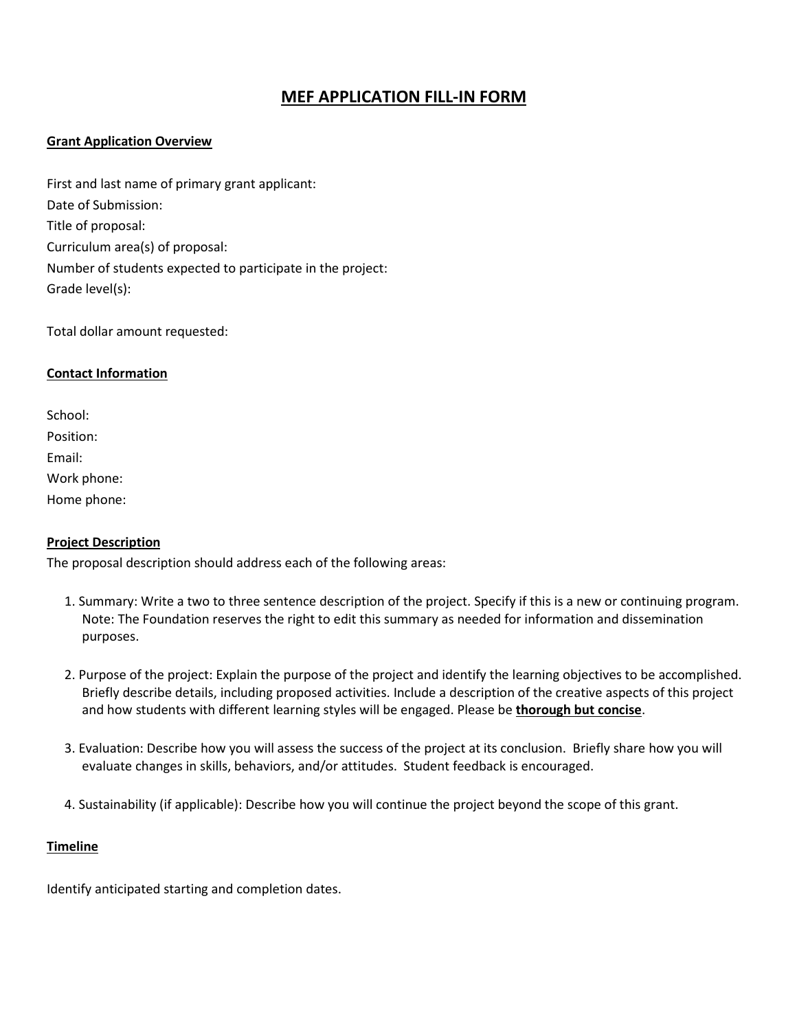# MEF APPLICATION FILL-IN FORM

**Grant Application Overview**

First and last name of primary grant applicant:
Date of Submission:
Title of proposal:
Curriculum area(s) of proposal:
Number of students expected to participate in the project:
Grade level(s):

Total dollar amount requested:

**Contact Information**

School:
Position:
Email:
Work phone:
Home phone:

**Project Description**

The proposal description should address each of the following areas:

1. Summary: Write a two to three sentence description of the project. Specify if this is a new or continuing program. Note: The Foundation reserves the right to edit this summary as needed for information and dissemination purposes.

2. Purpose of the project: Explain the purpose of the project and identify the learning objectives to be accomplished. Briefly describe details, including proposed activities. Include a description of the creative aspects of this project and how students with different learning styles will be engaged. Please be **thorough but concise**.

3. Evaluation: Describe how you will assess the success of the project at its conclusion. Briefly share how you will evaluate changes in skills, behaviors, and/or attitudes. Student feedback is encouraged.

4. Sustainability (if applicable): Describe how you will continue the project beyond the scope of this grant.

**Timeline**

Identify anticipated starting and completion dates.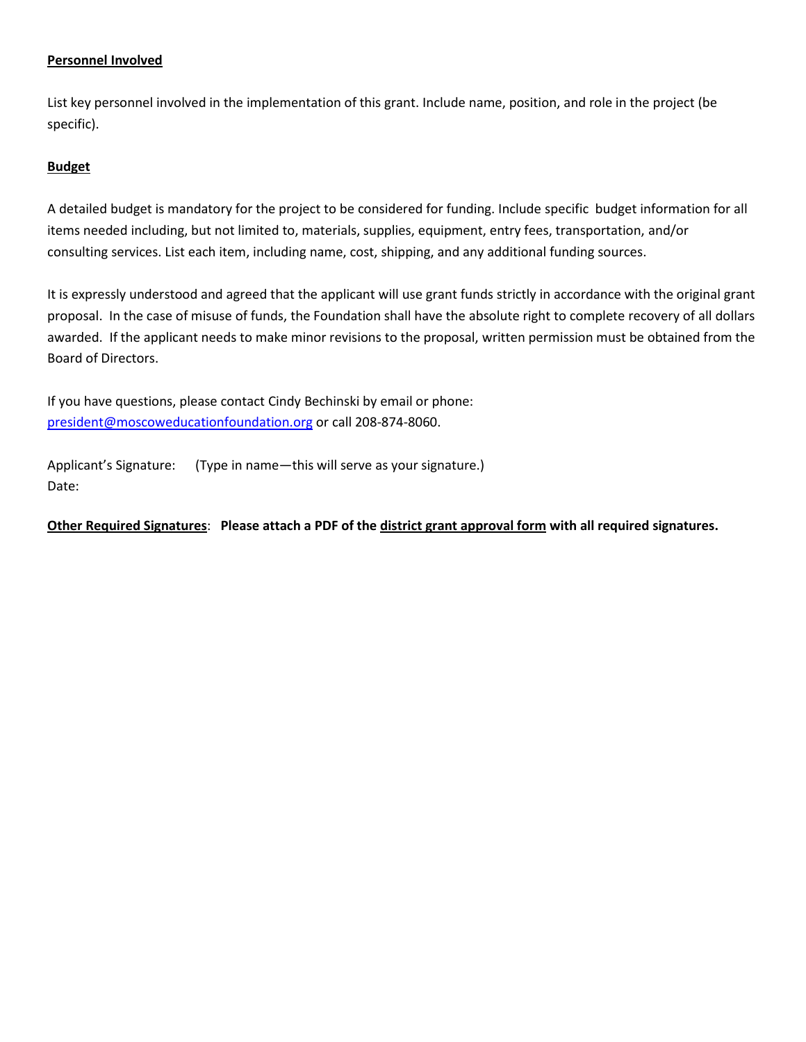**Personnel Involved**

List key personnel involved in the implementation of this grant. Include name, position, and role in the project (be specific).

**Budget**

A detailed budget is mandatory for the project to be considered for funding. Include specific budget information for all items needed including, but not limited to, materials, supplies, equipment, entry fees, transportation, and/or consulting services. List each item, including name, cost, shipping, and any additional funding sources.

It is expressly understood and agreed that the applicant will use grant funds strictly in accordance with the original grant proposal. In the case of misuse of funds, the Foundation shall have the absolute right to complete recovery of all dollars awarded. If the applicant needs to make minor revisions to the proposal, written permission must be obtained from the Board of Directors.

If you have questions, please contact Cindy Bechinski by email or phone: president@moscoweducationfoundation.org or call 208-874-8060.

Applicant's Signature: (Type in name—this will serve as your signature.)
Date:

**Other Required Signatures**: **Please attach a PDF of the district grant approval form with all required signatures.**